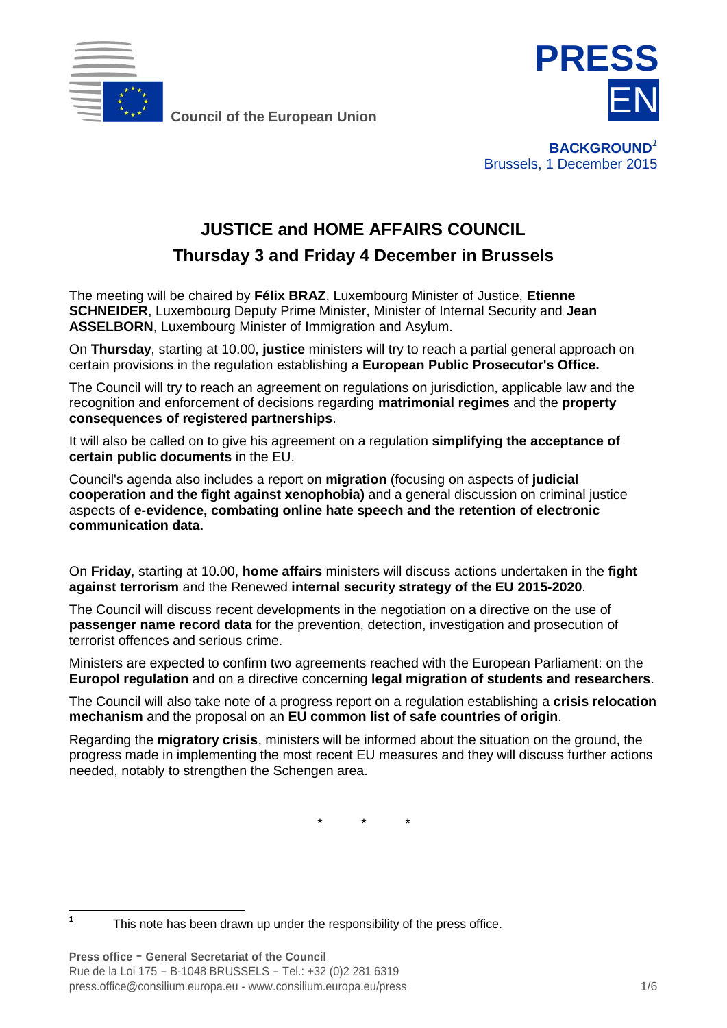Council of the European Union

PRESS EN

**BACKGROUND**[1]
Brussels, 1 December 2015

# JUSTICE and HOME AFFAIRS COUNCIL
## Thursday 3 and Friday 4 December in Brussels

The meeting will be chaired by **Félix BRAZ**, Luxembourg Minister of Justice, **Etienne SCHNEIDER**, Luxembourg Deputy Prime Minister, Minister of Internal Security and **Jean ASSELBORN**, Luxembourg Minister of Immigration and Asylum.

On **Thursday**, starting at 10.00, **justice** ministers will try to reach a partial general approach on certain provisions in the regulation establishing a **European Public Prosecutor's Office.**

The Council will try to reach an agreement on regulations on jurisdiction, applicable law and the recognition and enforcement of decisions regarding **matrimonial regimes** and the **property consequences of registered partnerships**.

It will also be called on to give his agreement on a regulation **simplifying the acceptance of certain public documents** in the EU.

Council's agenda also includes a report on **migration** (focusing on aspects of **judicial cooperation and the fight against xenophobia)** and a general discussion on criminal justice aspects of **e-evidence, combating online hate speech and the retention of electronic communication data.**

On **Friday**, starting at 10.00, **home affairs** ministers will discuss actions undertaken in the **fight against terrorism** and the Renewed **internal security strategy of the EU 2015-2020**.

The Council will discuss recent developments in the negotiation on a directive on the use of **passenger name record data** for the prevention, detection, investigation and prosecution of terrorist offences and serious crime.

Ministers are expected to confirm two agreements reached with the European Parliament: on the **Europol regulation** and on a directive concerning **legal migration of students and researchers**.

The Council will also take note of a progress report on a regulation establishing a **crisis relocation mechanism** and the proposal on an **EU common list of safe countries of origin**.

Regarding the **migratory crisis**, ministers will be informed about the situation on the ground, the progress made in implementing the most recent EU measures and they will discuss further actions needed, notably to strengthen the Schengen area.

\* \* \*

[1] This note has been drawn up under the responsibility of the press office.

**Press office - General Secretariat of the Council**
Rue de la Loi 175 - B-1048 BRUSSELS - Tel.: +32 (0)2 281 6319
press.office@consilium.europa.eu - www.consilium.europa.eu/press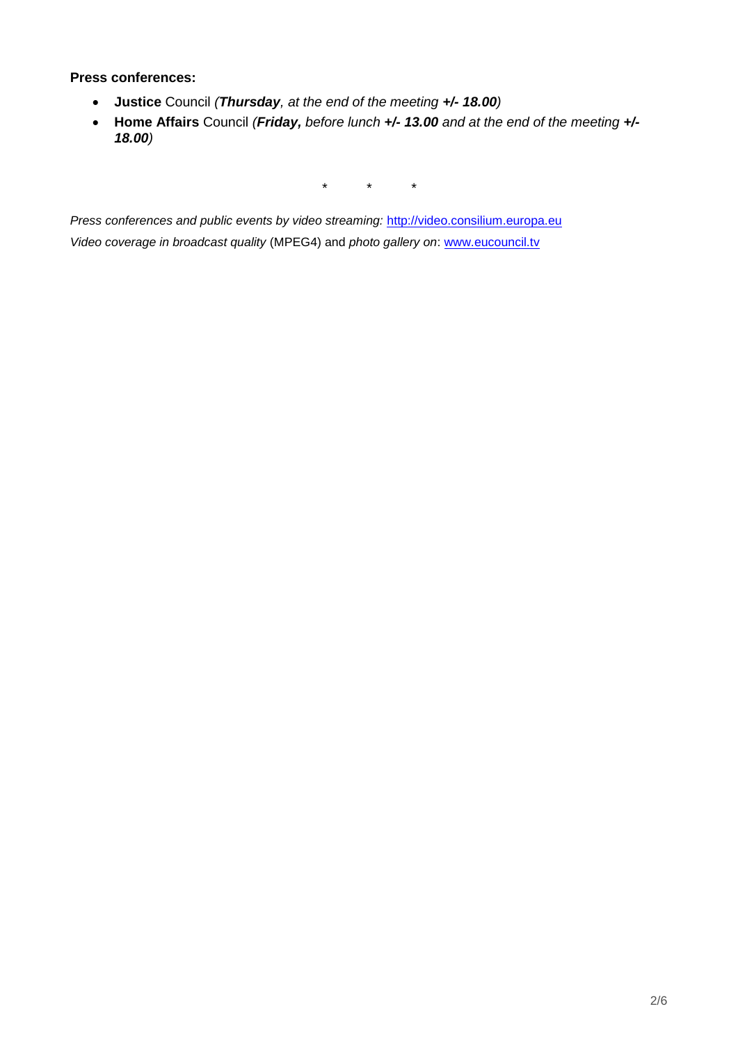**Press conferences:**

- **Justice** Council *(**Thursday**, at the end of the meeting **+/- 18.00**)*
- **Home Affairs** Council *(**Friday,** before lunch **+/- 13.00** and at the end of the meeting **+/- 18.00**)*

\*       \*       \*

*Press conferences and public events by video streaming:* http://video.consilium.europa.eu

*Video coverage in broadcast quality* (MPEG4) and *photo gallery on*: www.eucouncil.tv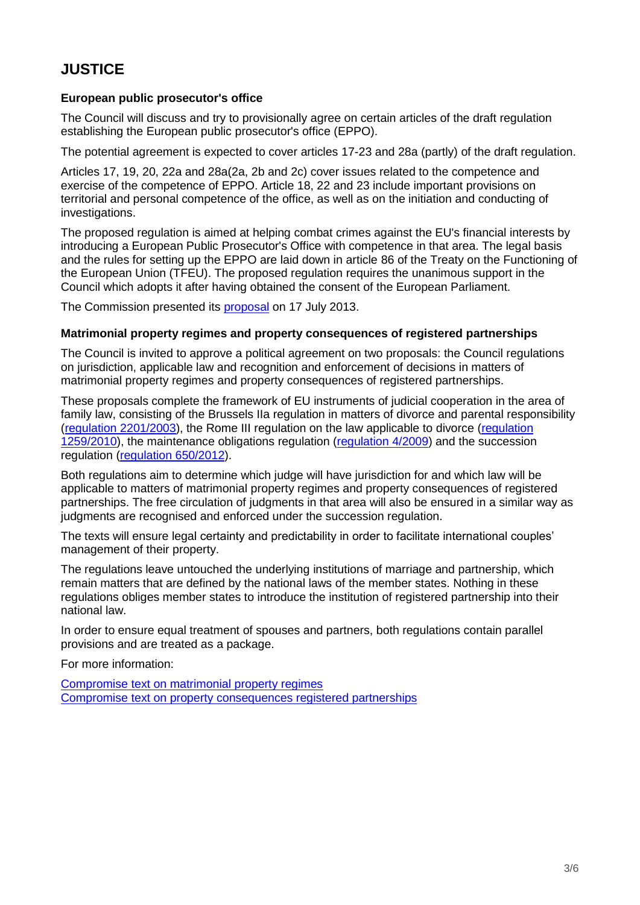# JUSTICE

**European public prosecutor's office**

The Council will discuss and try to provisionally agree on certain articles of the draft regulation establishing the European public prosecutor's office (EPPO).

The potential agreement is expected to cover articles 17-23 and 28a (partly) of the draft regulation.

Articles 17, 19, 20, 22a and 28a(2a, 2b and 2c) cover issues related to the competence and exercise of the competence of EPPO. Article 18, 22 and 23 include important provisions on territorial and personal competence of the office, as well as on the initiation and conducting of investigations.

The proposed regulation is aimed at helping combat crimes against the EU's financial interests by introducing a European Public Prosecutor's Office with competence in that area. The legal basis and the rules for setting up the EPPO are laid down in article 86 of the Treaty on the Functioning of the European Union (TFEU). The proposed regulation requires the unanimous support in the Council which adopts it after having obtained the consent of the European Parliament.

The Commission presented its proposal on 17 July 2013.

**Matrimonial property regimes and property consequences of registered partnerships**

The Council is invited to approve a political agreement on two proposals: the Council regulations on jurisdiction, applicable law and recognition and enforcement of decisions in matters of matrimonial property regimes and property consequences of registered partnerships.

These proposals complete the framework of EU instruments of judicial cooperation in the area of family law, consisting of the Brussels IIa regulation in matters of divorce and parental responsibility (regulation 2201/2003), the Rome III regulation on the law applicable to divorce (regulation 1259/2010), the maintenance obligations regulation (regulation 4/2009) and the succession regulation (regulation 650/2012).

Both regulations aim to determine which judge will have jurisdiction for and which law will be applicable to matters of matrimonial property regimes and property consequences of registered partnerships. The free circulation of judgments in that area will also be ensured in a similar way as judgments are recognised and enforced under the succession regulation.

The texts will ensure legal certainty and predictability in order to facilitate international couples' management of their property.

The regulations leave untouched the underlying institutions of marriage and partnership, which remain matters that are defined by the national laws of the member states. Nothing in these regulations obliges member states to introduce the institution of registered partnership into their national law.

In order to ensure equal treatment of spouses and partners, both regulations contain parallel provisions and are treated as a package.

For more information:

Compromise text on matrimonial property regimes
Compromise text on property consequences registered partnerships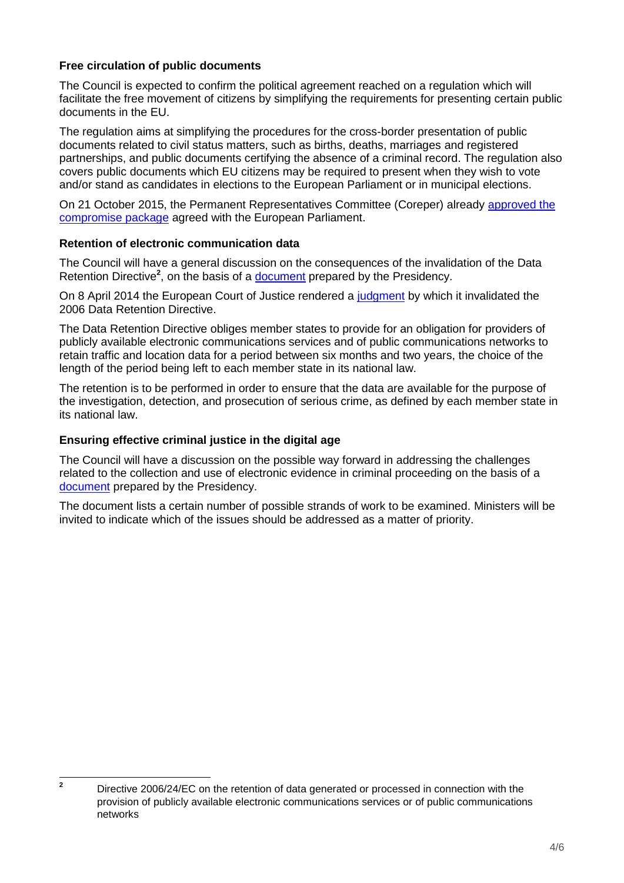**Free circulation of public documents**

The Council is expected to confirm the political agreement reached on a regulation which will facilitate the free movement of citizens by simplifying the requirements for presenting certain public documents in the EU.

The regulation aims at simplifying the procedures for the cross-border presentation of public documents related to civil status matters, such as births, deaths, marriages and registered partnerships, and public documents certifying the absence of a criminal record. The regulation also covers public documents which EU citizens may be required to present when they wish to vote and/or stand as candidates in elections to the European Parliament or in municipal elections.

On 21 October 2015, the Permanent Representatives Committee (Coreper) already approved the compromise package agreed with the European Parliament.

**Retention of electronic communication data**

The Council will have a general discussion on the consequences of the invalidation of the Data Retention Directive[2], on the basis of a document prepared by the Presidency.

On 8 April 2014 the European Court of Justice rendered a judgment by which it invalidated the 2006 Data Retention Directive.

The Data Retention Directive obliges member states to provide for an obligation for providers of publicly available electronic communications services and of public communications networks to retain traffic and location data for a period between six months and two years, the choice of the length of the period being left to each member state in its national law.

The retention is to be performed in order to ensure that the data are available for the purpose of the investigation, detection, and prosecution of serious crime, as defined by each member state in its national law.

**Ensuring effective criminal justice in the digital age**

The Council will have a discussion on the possible way forward in addressing the challenges related to the collection and use of electronic evidence in criminal proceeding on the basis of a document prepared by the Presidency.

The document lists a certain number of possible strands of work to be examined. Ministers will be invited to indicate which of the issues should be addressed as a matter of priority.

---

[2] Directive 2006/24/EC on the retention of data generated or processed in connection with the provision of publicly available electronic communications services or of public communications networks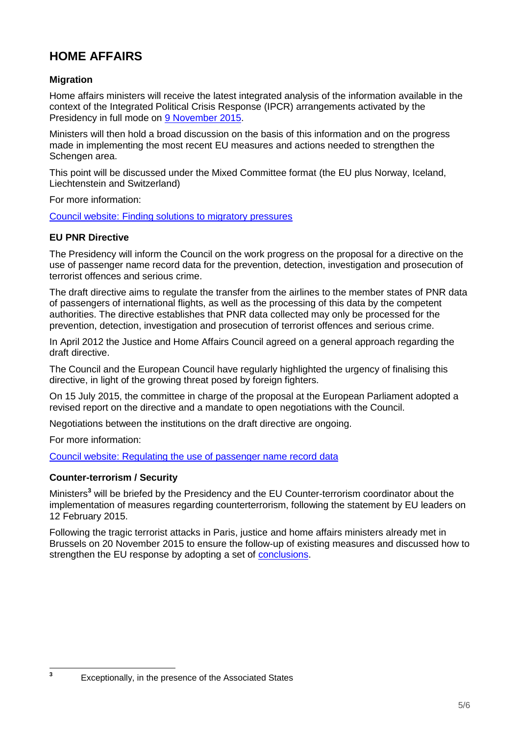# HOME AFFAIRS

### Migration

Home affairs ministers will receive the latest integrated analysis of the information available in the context of the Integrated Political Crisis Response (IPCR) arrangements activated by the Presidency in full mode on [9 November 2015](#).

Ministers will then hold a broad discussion on the basis of this information and on the progress made in implementing the most recent EU measures and actions needed to strengthen the Schengen area.

This point will be discussed under the Mixed Committee format (the EU plus Norway, Iceland, Liechtenstein and Switzerland)

For more information:

[Council website: Finding solutions to migratory pressures](#)

### EU PNR Directive

The Presidency will inform the Council on the work progress on the proposal for a directive on the use of passenger name record data for the prevention, detection, investigation and prosecution of terrorist offences and serious crime.

The draft directive aims to regulate the transfer from the airlines to the member states of PNR data of passengers of international flights, as well as the processing of this data by the competent authorities. The directive establishes that PNR data collected may only be processed for the prevention, detection, investigation and prosecution of terrorist offences and serious crime.

In April 2012 the Justice and Home Affairs Council agreed on a general approach regarding the draft directive.

The Council and the European Council have regularly highlighted the urgency of finalising this directive, in light of the growing threat posed by foreign fighters.

On 15 July 2015, the committee in charge of the proposal at the European Parliament adopted a revised report on the directive and a mandate to open negotiations with the Council.

Negotiations between the institutions on the draft directive are ongoing.

For more information:

[Council website: Regulating the use of passenger name record data](#)

### Counter-terrorism / Security

Ministers[3] will be briefed by the Presidency and the EU Counter-terrorism coordinator about the implementation of measures regarding counterterrorism, following the statement by EU leaders on 12 February 2015.

Following the tragic terrorist attacks in Paris, justice and home affairs ministers already met in Brussels on 20 November 2015 to ensure the follow-up of existing measures and discussed how to strengthen the EU response by adopting a set of [conclusions](#).

---

[3] Exceptionally, in the presence of the Associated States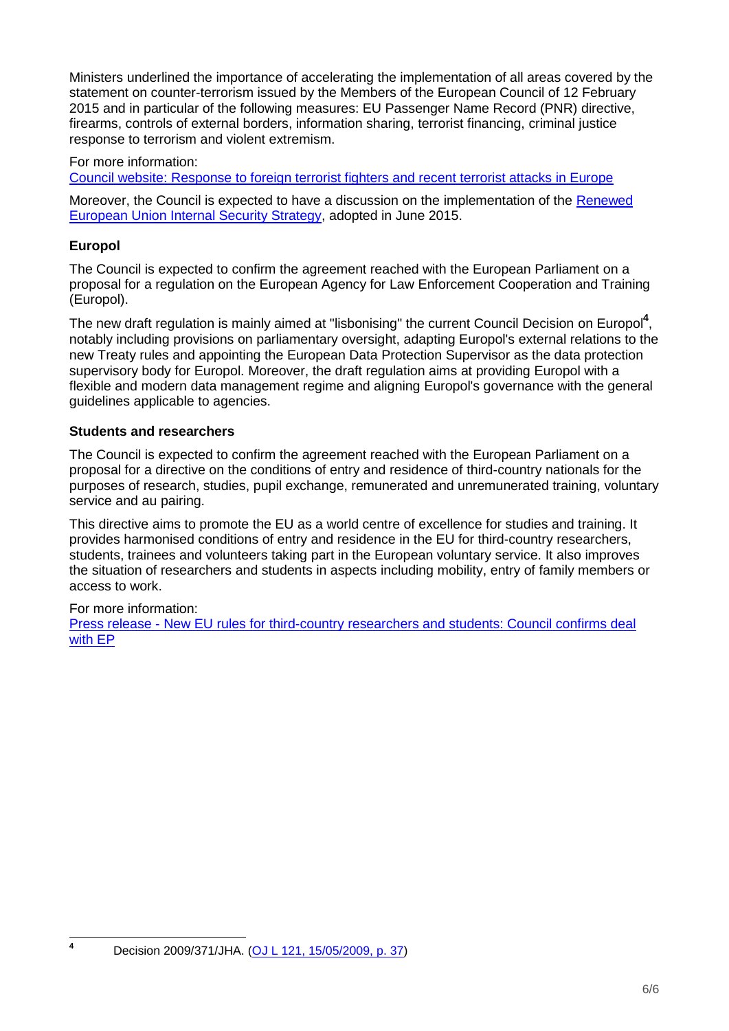Ministers underlined the importance of accelerating the implementation of all areas covered by the statement on counter-terrorism issued by the Members of the European Council of 12 February 2015 and in particular of the following measures: EU Passenger Name Record (PNR) directive, firearms, controls of external borders, information sharing, terrorist financing, criminal justice response to terrorism and violent extremism.

For more information:
Council website: Response to foreign terrorist fighters and recent terrorist attacks in Europe

Moreover, the Council is expected to have a discussion on the implementation of the Renewed European Union Internal Security Strategy, adopted in June 2015.

**Europol**

The Council is expected to confirm the agreement reached with the European Parliament on a proposal for a regulation on the European Agency for Law Enforcement Cooperation and Training (Europol).

The new draft regulation is mainly aimed at "lisbonising" the current Council Decision on Europol[4], notably including provisions on parliamentary oversight, adapting Europol's external relations to the new Treaty rules and appointing the European Data Protection Supervisor as the data protection supervisory body for Europol. Moreover, the draft regulation aims at providing Europol with a flexible and modern data management regime and aligning Europol's governance with the general guidelines applicable to agencies.

**Students and researchers**

The Council is expected to confirm the agreement reached with the European Parliament on a proposal for a directive on the conditions of entry and residence of third-country nationals for the purposes of research, studies, pupil exchange, remunerated and unremunerated training, voluntary service and au pairing.

This directive aims to promote the EU as a world centre of excellence for studies and training. It provides harmonised conditions of entry and residence in the EU for third-country researchers, students, trainees and volunteers taking part in the European voluntary service. It also improves the situation of researchers and students in aspects including mobility, entry of family members or access to work.

For more information:
Press release - New EU rules for third-country researchers and students: Council confirms deal with EP

---

[4] Decision 2009/371/JHA. (OJ L 121, 15/05/2009, p. 37)